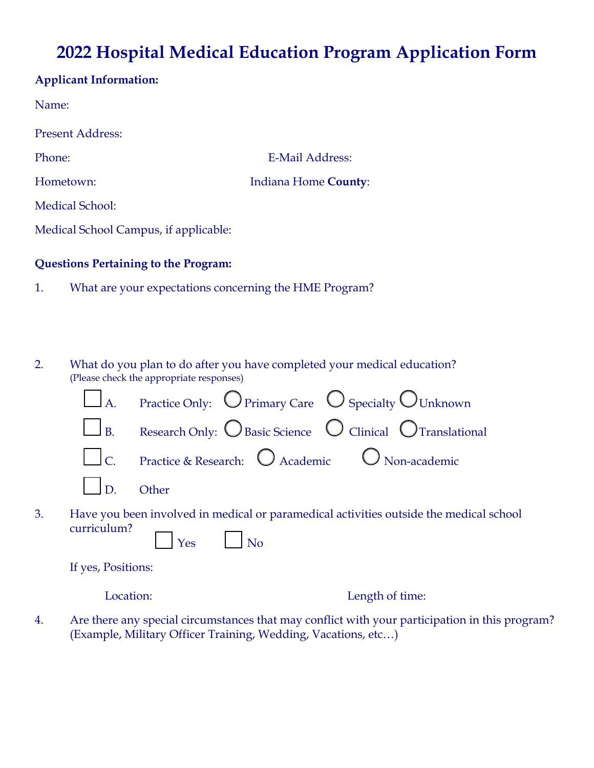# 2022 Hospital Medical Education Program Application Form

**Applicant Information:**

Name:

Present Address:

Phone: E-Mail Address:

Hometown: Indiana Home **County**:

Medical School:

Medical School Campus, if applicable:

**Questions Pertaining to the Program:**

1. What are your expectations concerning the HME Program?

2. What do you plan to do after you have completed your medical education?
(Please check the appropriate responses)

   - ☐ A. Practice Only: ○ Primary Care ○ Specialty ○ Unknown
   - ☐ B. Research Only: ○ Basic Science ○ Clinical ○ Translational
   - ☐ C. Practice & Research: ○ Academic ○ Non-academic
   - ☐ D. Other

3. Have you been involved in medical or paramedical activities outside the medical school curriculum? ☐ Yes ☐ No

   If yes, Positions:

   Location: Length of time:

4. Are there any special circumstances that may conflict with your participation in this program? (Example, Military Officer Training, Wedding, Vacations, etc…)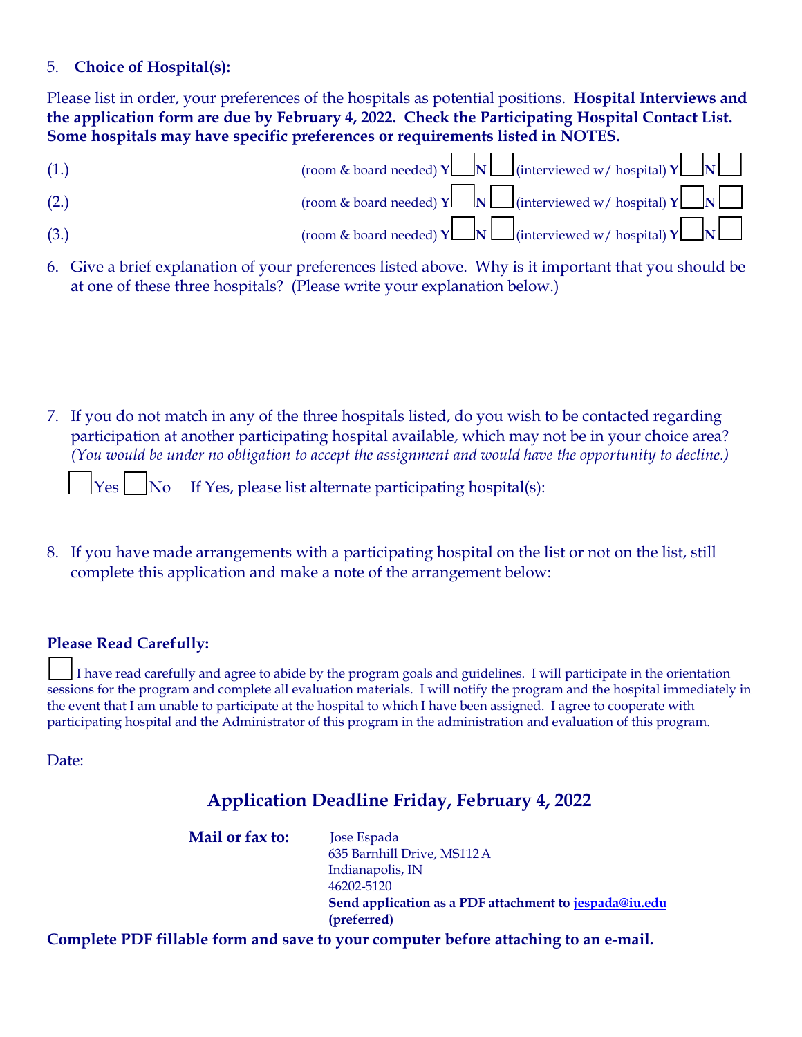5. **Choice of Hospital(s):**

Please list in order, your preferences of the hospitals as potential positions. **Hospital Interviews and the application form are due by February 4, 2022. Check the Participating Hospital Contact List. Some hospitals may have specific preferences or requirements listed in NOTES.**

(1.) (room & board needed) **Y** ☐ **N** ☐ (interviewed w/ hospital) **Y** ☐ **N** ☐

(2.) (room & board needed) **Y** ☐ **N** ☐ (interviewed w/ hospital) **Y** ☐ **N** ☐

(3.) (room & board needed) **Y** ☐ **N** ☐ (interviewed w/ hospital) **Y** ☐ **N** ☐

6. Give a brief explanation of your preferences listed above. Why is it important that you should be at one of these three hospitals? (Please write your explanation below.)

7. If you do not match in any of the three hospitals listed, do you wish to be contacted regarding participation at another participating hospital available, which may not be in your choice area? *(You would be under no obligation to accept the assignment and would have the opportunity to decline.)*

   ☐ Yes ☐ No If Yes, please list alternate participating hospital(s):

8. If you have made arrangements with a participating hospital on the list or not on the list, still complete this application and make a note of the arrangement below:

**Please Read Carefully:**

☐ I have read carefully and agree to abide by the program goals and guidelines. I will participate in the orientation sessions for the program and complete all evaluation materials. I will notify the program and the hospital immediately in the event that I am unable to participate at the hospital to which I have been assigned. I agree to cooperate with participating hospital and the Administrator of this program in the administration and evaluation of this program.

Date:

## Application Deadline Friday, February 4, 2022

**Mail or fax to:**

Jose Espada
635 Barnhill Drive, MS112 A
Indianapolis, IN
46202-5120
**Send application as a PDF attachment to jespada@iu.edu (preferred)**

**Complete PDF fillable form and save to your computer before attaching to an e-mail.**